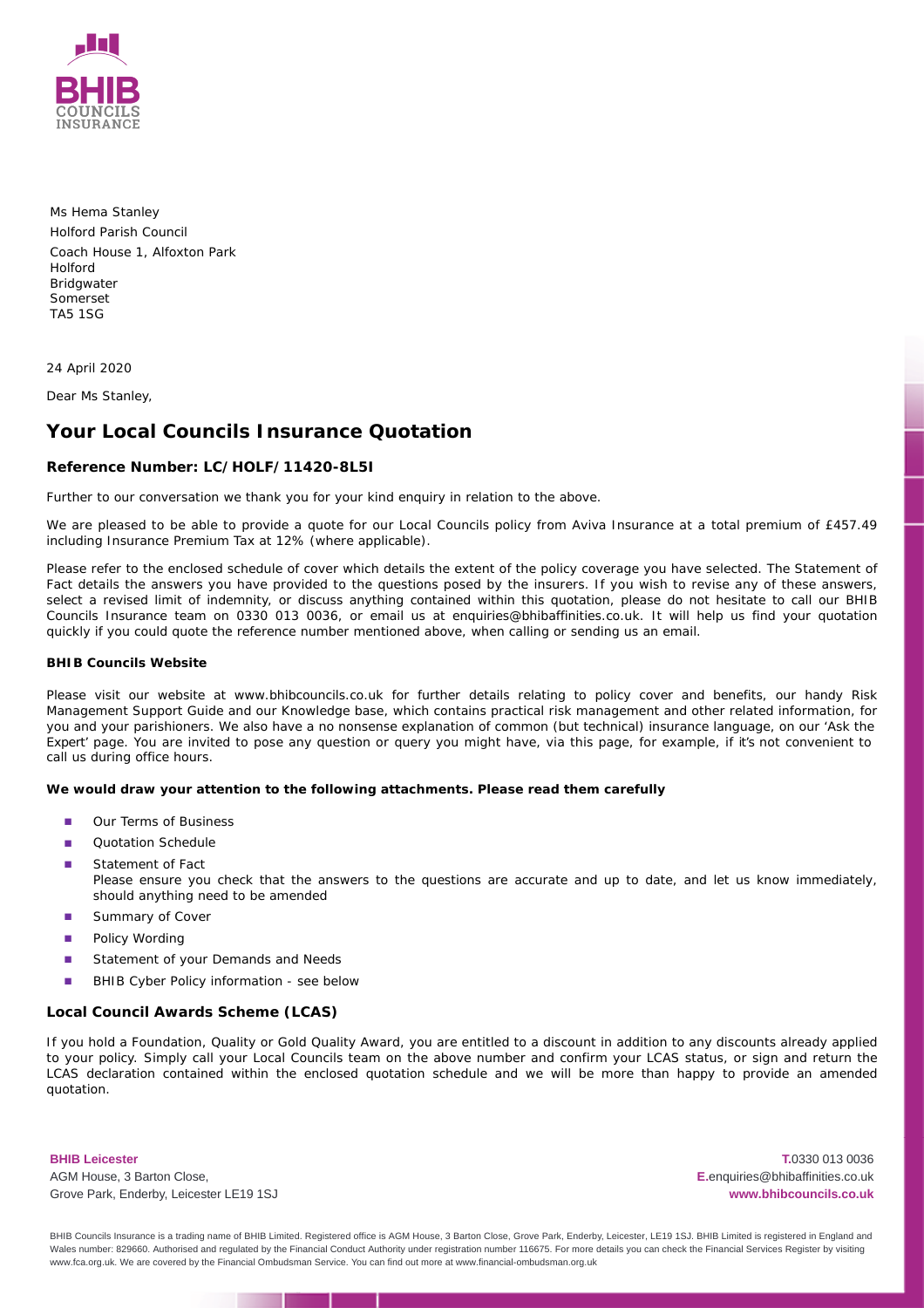BHIB COUNCILS INSURANCE

Ms Hema Stanley
Holford Parish Council
Coach House 1, Alfoxton Park
Holford
Bridgwater
Somerset
TA5 1SG

24 April 2020

Dear Ms Stanley,

## Your Local Councils Insurance Quotation

### Reference Number: LC/HOLF/11420-8L5I

Further to our conversation we thank you for your kind enquiry in relation to the above.

We are pleased to be able to provide a quote for our Local Councils policy from Aviva Insurance at a total premium of £457.49 including Insurance Premium Tax at 12% (where applicable).

Please refer to the enclosed schedule of cover which details the extent of the policy coverage you have selected. The Statement of Fact details the answers you have provided to the questions posed by the insurers. If you wish to revise any of these answers, select a revised limit of indemnity, or discuss anything contained within this quotation, please do not hesitate to call our BHIB Councils Insurance team on 0330 013 0036, or email us at enquiries@bhibaffinities.co.uk. It will help us find your quotation quickly if you could quote the reference number mentioned above, when calling or sending us an email.

**BHIB Councils Website**

Please visit our website at www.bhibcouncils.co.uk for further details relating to policy cover and benefits, our handy Risk Management Support Guide and our Knowledge base, which contains practical risk management and other related information, for you and your parishioners. We also have a no nonsense explanation of common (but technical) insurance language, on our 'Ask the Expert' page. You are invited to pose any question or query you might have, via this page, for example, if it's not convenient to call us during office hours.

**We would draw your attention to the following attachments. Please read them carefully**

- Our Terms of Business
- Quotation Schedule
- Statement of Fact
  Please ensure you check that the answers to the questions are accurate and up to date, and let us know immediately, should anything need to be amended
- Summary of Cover
- Policy Wording
- Statement of your Demands and Needs
- BHIB Cyber Policy information - see below

### Local Council Awards Scheme (LCAS)

If you hold a Foundation, Quality or Gold Quality Award, you are entitled to a discount in addition to any discounts already applied to your policy. Simply call your Local Councils team on the above number and confirm your LCAS status, or sign and return the LCAS declaration contained within the enclosed quotation schedule and we will be more than happy to provide an amended quotation.

**BHIB Leicester**
AGM House, 3 Barton Close,
Grove Park, Enderby, Leicester LE19 1SJ

**T.** 0330 013 0036
**E.** enquiries@bhibaffinities.co.uk
**www.bhibcouncils.co.uk**

BHIB Councils Insurance is a trading name of BHIB Limited. Registered office is AGM House, 3 Barton Close, Grove Park, Enderby, Leicester, LE19 1SJ. BHIB Limited is registered in England and Wales number: 829660. Authorised and regulated by the Financial Conduct Authority under registration number 116675. For more details you can check the Financial Services Register by visiting www.fca.org.uk. We are covered by the Financial Ombudsman Service. You can find out more at www.financial-ombudsman.org.uk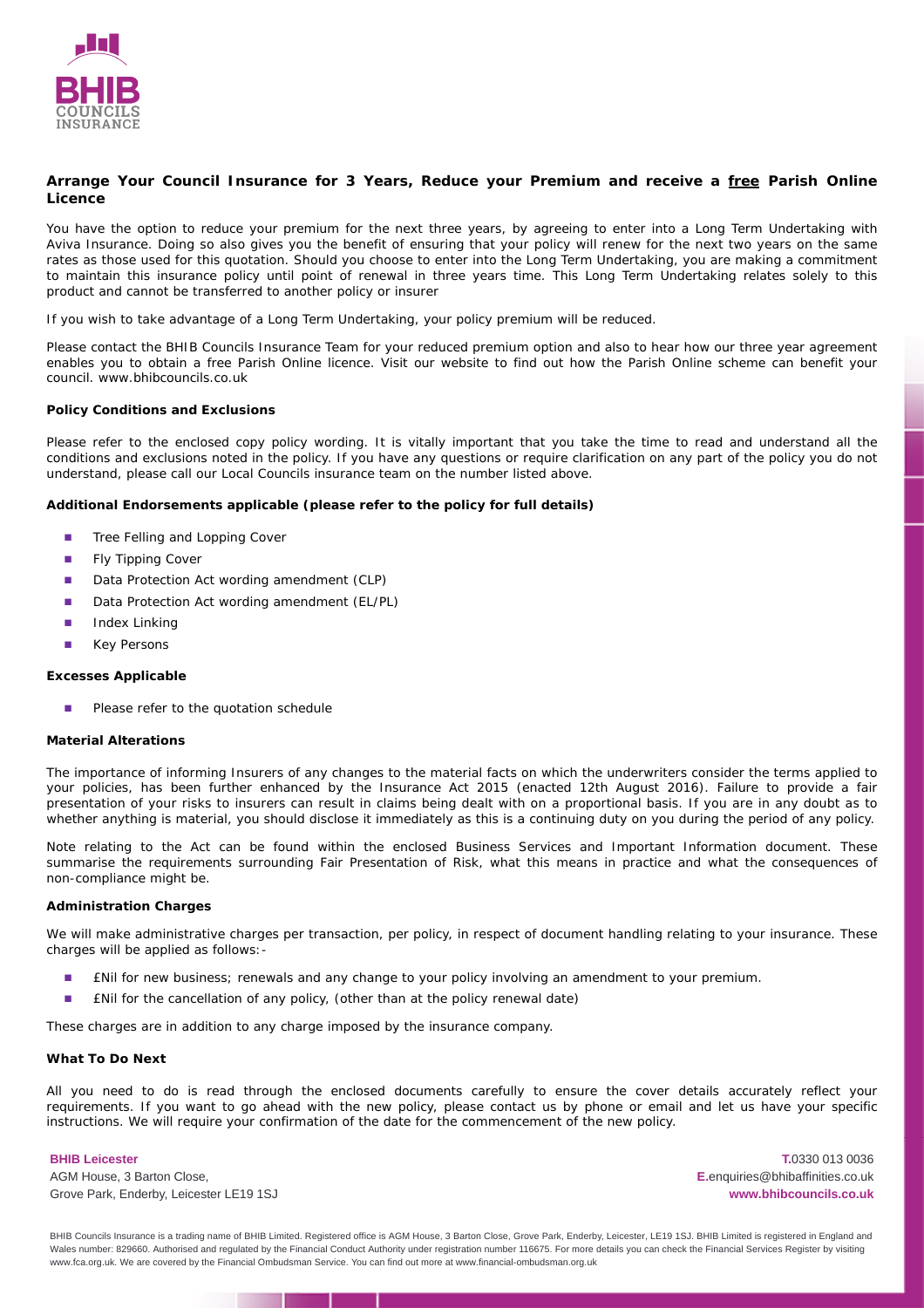## Arrange Your Council Insurance for 3 Years, Reduce your Premium and receive a free Parish Online Licence

You have the option to reduce your premium for the next three years, by agreeing to enter into a Long Term Undertaking with Aviva Insurance. Doing so also gives you the benefit of ensuring that your policy will renew for the next two years on the same rates as those used for this quotation. Should you choose to enter into the Long Term Undertaking, you are making a commitment to maintain this insurance policy until point of renewal in three years time. This Long Term Undertaking relates solely to this product and cannot be transferred to another policy or insurer

If you wish to take advantage of a Long Term Undertaking, your policy premium will be reduced.

Please contact the BHIB Councils Insurance Team for your reduced premium option and also to hear how our three year agreement enables you to obtain a free Parish Online licence. Visit our website to find out how the Parish Online scheme can benefit your council. www.bhibcouncils.co.uk

### Policy Conditions and Exclusions

Please refer to the enclosed copy policy wording. It is vitally important that you take the time to read and understand all the conditions and exclusions noted in the policy. If you have any questions or require clarification on any part of the policy you do not understand, please call our Local Councils insurance team on the number listed above.

### Additional Endorsements applicable (please refer to the policy for full details)

- Tree Felling and Lopping Cover
- Fly Tipping Cover
- Data Protection Act wording amendment (CLP)
- Data Protection Act wording amendment (EL/PL)
- Index Linking
- Key Persons

### Excesses Applicable

- Please refer to the quotation schedule

### Material Alterations

The importance of informing Insurers of any changes to the material facts on which the underwriters consider the terms applied to your policies, has been further enhanced by the Insurance Act 2015 (enacted 12th August 2016). Failure to provide a fair presentation of your risks to insurers can result in claims being dealt with on a proportional basis. If you are in any doubt as to whether anything is material, you should disclose it immediately as this is a continuing duty on you during the period of any policy.

Note relating to the Act can be found within the enclosed Business Services and Important Information document. These summarise the requirements surrounding Fair Presentation of Risk, what this means in practice and what the consequences of non-compliance might be.

### Administration Charges

We will make administrative charges per transaction, per policy, in respect of document handling relating to your insurance. These charges will be applied as follows:-

- £Nil for new business; renewals and any change to your policy involving an amendment to your premium.
- £Nil for the cancellation of any policy, (other than at the policy renewal date)

These charges are in addition to any charge imposed by the insurance company.

### What To Do Next

All you need to do is read through the enclosed documents carefully to ensure the cover details accurately reflect your requirements. If you want to go ahead with the new policy, please contact us by phone or email and let us have your specific instructions. We will require your confirmation of the date for the commencement of the new policy.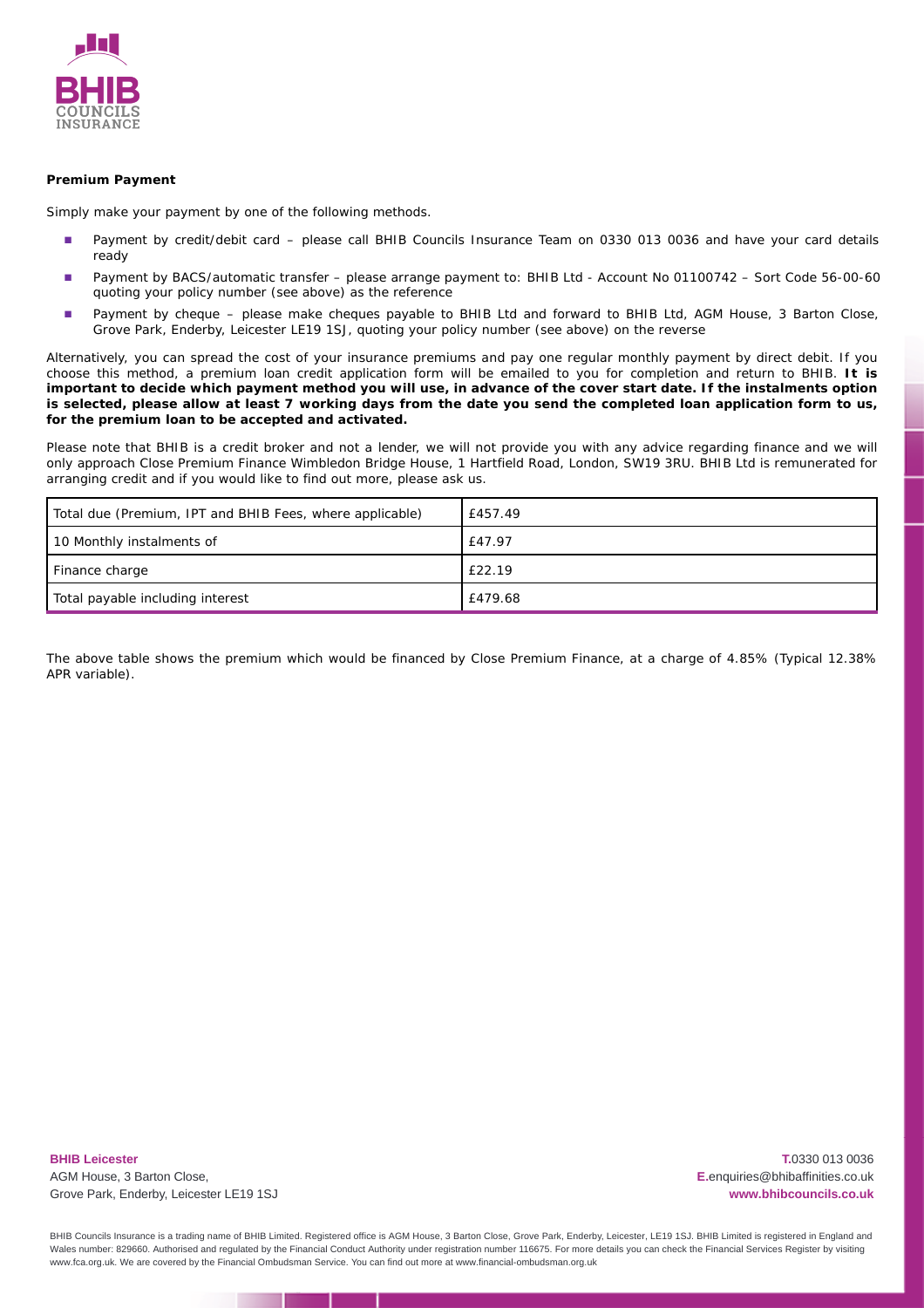**Premium Payment**

Simply make your payment by one of the following methods.

- Payment by credit/debit card – please call BHIB Councils Insurance Team on 0330 013 0036 and have your card details ready
- Payment by BACS/automatic transfer – please arrange payment to: BHIB Ltd - Account No 01100742 – Sort Code 56-00-60 quoting your policy number (see above) as the reference
- Payment by cheque – please make cheques payable to BHIB Ltd and forward to BHIB Ltd, AGM House, 3 Barton Close, Grove Park, Enderby, Leicester LE19 1SJ, quoting your policy number (see above) on the reverse

Alternatively, you can spread the cost of your insurance premiums and pay one regular monthly payment by direct debit. If you choose this method, a premium loan credit application form will be emailed to you for completion and return to BHIB. **It is important to decide which payment method you will use, in advance of the cover start date. If the instalments option is selected, please allow at least 7 working days from the date you send the completed loan application form to us, for the premium loan to be accepted and activated.**

Please note that BHIB is a credit broker and not a lender, we will not provide you with any advice regarding finance and we will only approach Close Premium Finance Wimbledon Bridge House, 1 Hartfield Road, London, SW19 3RU. BHIB Ltd is remunerated for arranging credit and if you would like to find out more, please ask us.

| Total due (Premium, IPT and BHIB Fees, where applicable) | £457.49 |
|---|---|
| 10 Monthly instalments of | £47.97 |
| Finance charge | £22.19 |
| Total payable including interest | £479.68 |

The above table shows the premium which would be financed by Close Premium Finance, at a charge of 4.85% (Typical 12.38% APR variable).

**BHIB Leicester**
AGM House, 3 Barton Close,
Grove Park, Enderby, Leicester LE19 1SJ

**T.**0330 013 0036
**E.**enquiries@bhibaffinities.co.uk
**www.bhibcouncils.co.uk**

BHIB Councils Insurance is a trading name of BHIB Limited. Registered office is AGM House, 3 Barton Close, Grove Park, Enderby, Leicester, LE19 1SJ. BHIB Limited is registered in England and Wales number: 829660. Authorised and regulated by the Financial Conduct Authority under registration number 116675. For more details you can check the Financial Services Register by visiting www.fca.org.uk. We are covered by the Financial Ombudsman Service. You can find out more at www.financial-ombudsman.org.uk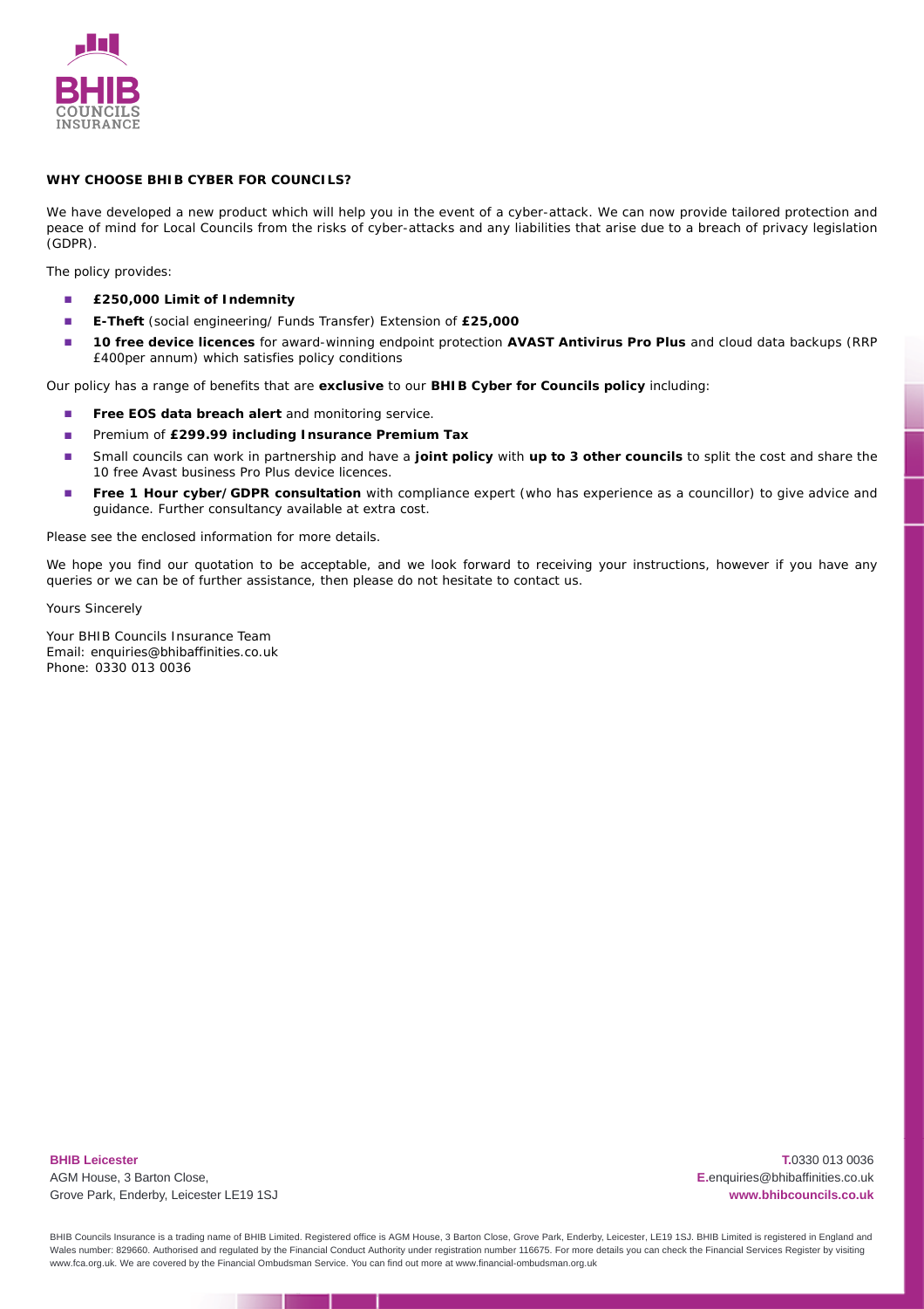**WHY CHOOSE BHIB CYBER FOR COUNCILS?**

We have developed a new product which will help you in the event of a cyber-attack. We can now provide tailored protection and peace of mind for Local Councils from the risks of cyber-attacks and any liabilities that arise due to a breach of privacy legislation (GDPR).

The policy provides:

- **£250,000 Limit of Indemnity**
- **E-Theft** (social engineering/ Funds Transfer) Extension of **£25,000**
- **10 free device licences** for award-winning endpoint protection **AVAST Antivirus Pro Plus** and cloud data backups (RRP £400per annum) which satisfies policy conditions

Our policy has a range of benefits that are **exclusive** to our **BHIB Cyber for Councils policy** including:

- **Free EOS data breach alert** and monitoring service.
- Premium of **£299.99 including Insurance Premium Tax**
- Small councils can work in partnership and have a **joint policy** with **up to 3 other councils** to split the cost and share the 10 free Avast business Pro Plus device licences.
- **Free 1 Hour cyber/GDPR consultation** with compliance expert (who has experience as a councillor) to give advice and guidance. Further consultancy available at extra cost.

Please see the enclosed information for more details.

We hope you find our quotation to be acceptable, and we look forward to receiving your instructions, however if you have any queries or we can be of further assistance, then please do not hesitate to contact us.

Yours Sincerely

Your BHIB Councils Insurance Team
Email: enquiries@bhibaffinities.co.uk
Phone: 0330 013 0036

**BHIB Leicester**
AGM House, 3 Barton Close,
Grove Park, Enderby, Leicester LE19 1SJ

**T.**0330 013 0036
**E.**enquiries@bhibaffinities.co.uk
**www.bhibcouncils.co.uk**

BHIB Councils Insurance is a trading name of BHIB Limited. Registered office is AGM House, 3 Barton Close, Grove Park, Enderby, Leicester, LE19 1SJ. BHIB Limited is registered in England and Wales number: 829660. Authorised and regulated by the Financial Conduct Authority under registration number 116675. For more details you can check the Financial Services Register by visiting www.fca.org.uk. We are covered by the Financial Ombudsman Service. You can find out more at www.financial-ombudsman.org.uk